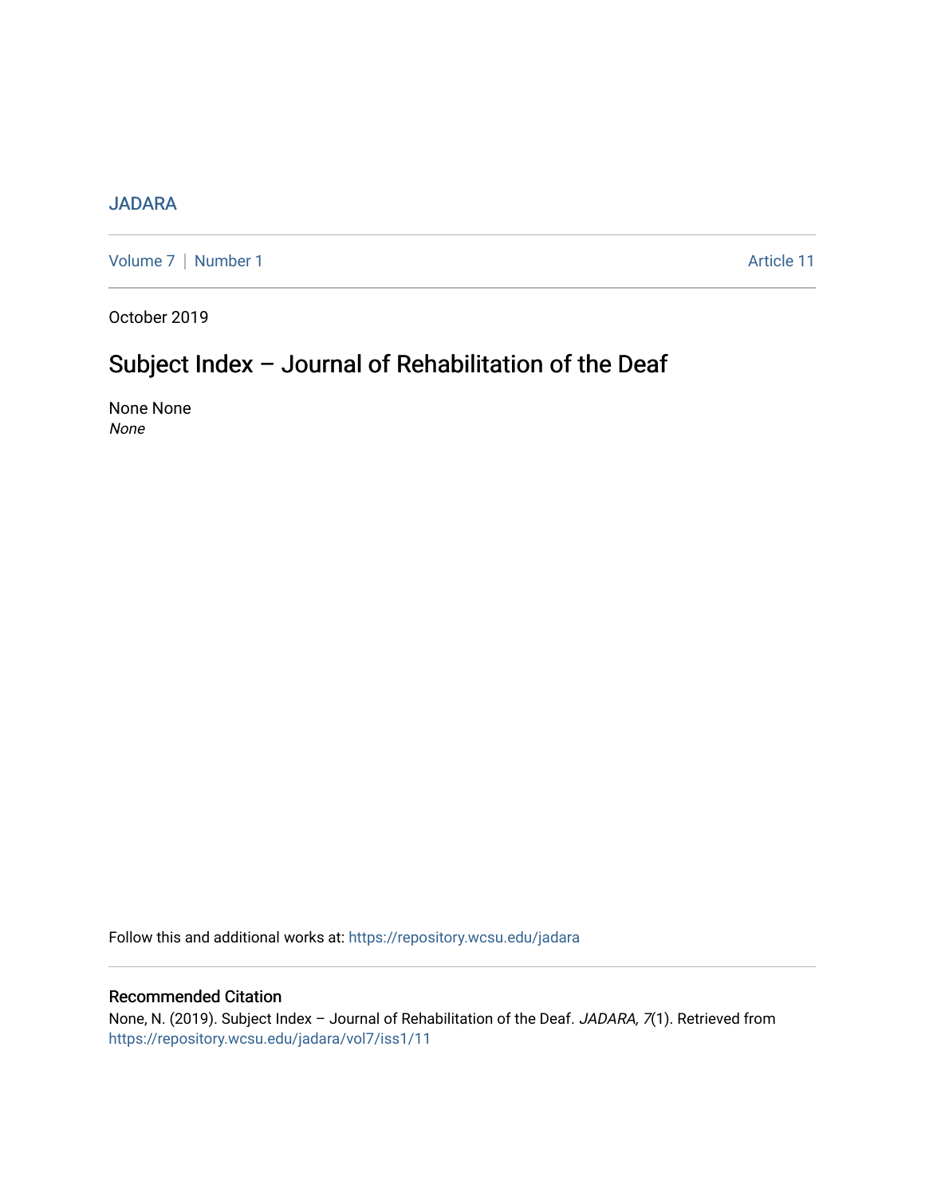JADARA

Volume 7 | Number 1 Article 11

October 2019

# Subject Index – Journal of Rehabilitation of the Deaf

None None

*None*

Follow this and additional works at: https://repository.wcsu.edu/jadara

## Recommended Citation

None, N. (2019). Subject Index – Journal of Rehabilitation of the Deaf. *JADARA, 7*(1). Retrieved from https://repository.wcsu.edu/jadara/vol7/iss1/11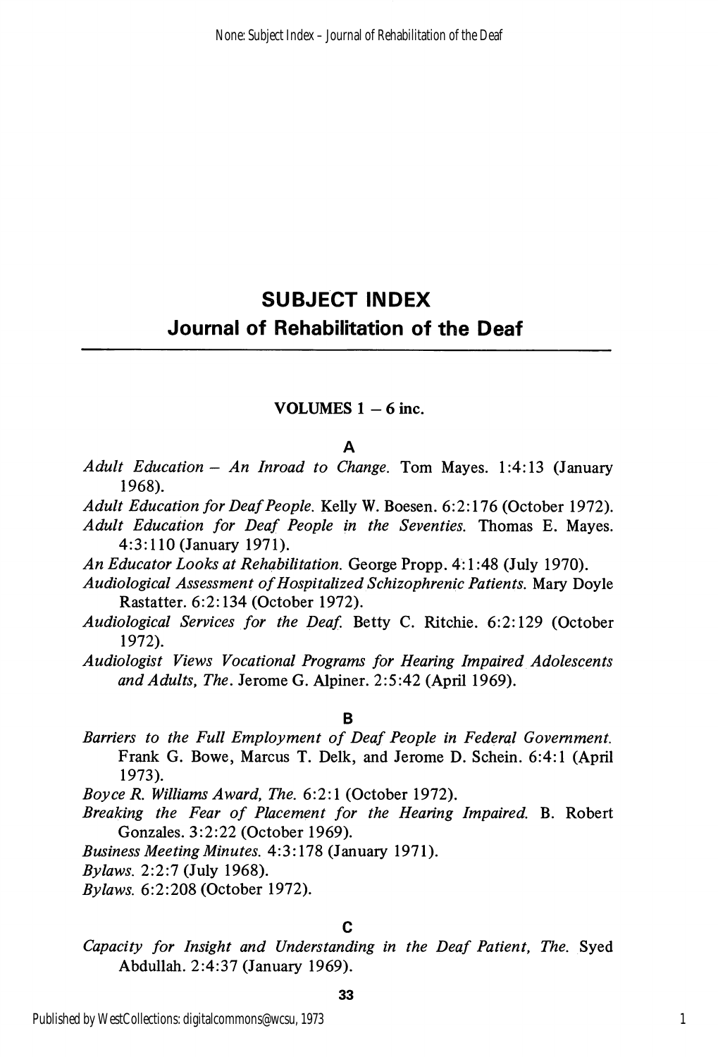# SUBJECT INDEX

## Journal of Rehabilitation of the Deaf

---

**VOLUMES 1 – 6 inc.**

### A

*Adult Education – An Inroad to Change.* Tom Mayes. 1:4:13 (January 1968).

*Adult Education for Deaf People.* Kelly W. Boesen. 6:2:176 (October 1972).

*Adult Education for Deaf People in the Seventies.* Thomas E. Mayes. 4:3:110 (January 1971).

*An Educator Looks at Rehabilitation.* George Propp. 4:1:48 (July 1970).

*Audiological Assessment of Hospitalized Schizophrenic Patients.* Mary Doyle Rastatter. 6:2:134 (October 1972).

*Audiological Services for the Deaf.* Betty C. Ritchie. 6:2:129 (October 1972).

*Audiologist Views Vocational Programs for Hearing Impaired Adolescents and Adults, The.* Jerome G. Alpiner. 2:5:42 (April 1969).

### B

*Barriers to the Full Employment of Deaf People in Federal Government.* Frank G. Bowe, Marcus T. Delk, and Jerome D. Schein. 6:4:1 (April 1973).

*Boyce R. Williams Award, The.* 6:2:1 (October 1972).

*Breaking the Fear of Placement for the Hearing Impaired.* B. Robert Gonzales. 3:2:22 (October 1969).

*Business Meeting Minutes.* 4:3:178 (January 1971).

*Bylaws.* 2:2:7 (July 1968).

*Bylaws.* 6:2:208 (October 1972).

### C

*Capacity for Insight and Understanding in the Deaf Patient, The.* Syed Abdullah. 2:4:37 (January 1969).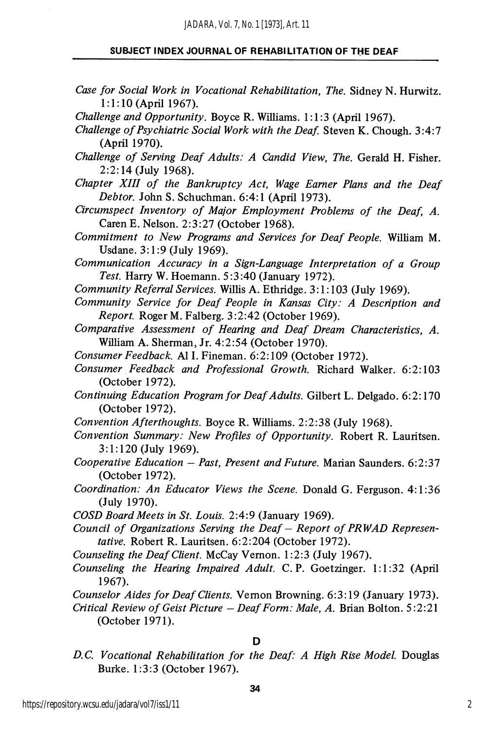*Case for Social Work in Vocational Rehabilitation, The.* Sidney N. Hurwitz. 1:1:10 (April 1967).

*Challenge and Opportunity.* Boyce R. Williams. 1:1:3 (April 1967).

*Challenge of Psychiatric Social Work with the Deaf.* Steven K. Chough. 3:4:7 (April 1970).

*Challenge of Serving Deaf Adults: A Candid View, The.* Gerald H. Fisher. 2:2:14 (July 1968).

*Chapter XIII of the Bankruptcy Act, Wage Earner Plans and the Deaf Debtor.* John S. Schuchman. 6:4:1 (April 1973).

*Circumspect Inventory of Major Employment Problems of the Deaf, A.* Caren E. Nelson. 2:3:27 (October 1968).

*Commitment to New Programs and Services for Deaf People.* William M. Usdane. 3:1:9 (July 1969).

*Communication Accuracy in a Sign-Language Interpretation of a Group Test.* Harry W. Hoemann. 5:3:40 (January 1972).

*Community Referral Services.* Willis A. Ethridge. 3:1:103 (July 1969).

*Community Service for Deaf People in Kansas City: A Description and Report.* Roger M. Falberg. 3:2:42 (October 1969).

*Comparative Assessment of Hearing and Deaf Dream Characteristics, A.* William A. Sherman, Jr. 4:2:54 (October 1970).

*Consumer Feedback.* Al I. Fineman. 6:2:109 (October 1972).

*Consumer Feedback and Professional Growth.* Richard Walker. 6:2:103 (October 1972).

*Continuing Education Program for Deaf Adults.* Gilbert L. Delgado. 6:2:170 (October 1972).

*Convention Afterthoughts.* Boyce R. Williams. 2:2:38 (July 1968).

*Convention Summary: New Profiles of Opportunity.* Robert R. Lauritsen. 3:1:120 (July 1969).

*Cooperative Education – Past, Present and Future.* Marian Saunders. 6:2:37 (October 1972).

*Coordination: An Educator Views the Scene.* Donald G. Ferguson. 4:1:36 (July 1970).

*COSD Board Meets in St. Louis.* 2:4:9 (January 1969).

*Council of Organizations Serving the Deaf – Report of PRWAD Representative.* Robert R. Lauritsen. 6:2:204 (October 1972).

*Counseling the Deaf Client.* McCay Vernon. 1:2:3 (July 1967).

*Counseling the Hearing Impaired Adult.* C. P. Goetzinger. 1:1:32 (April 1967).

*Counselor Aides for Deaf Clients.* Vernon Browning. 6:3:19 (January 1973).

*Critical Review of Geist Picture – Deaf Form: Male, A.* Brian Bolton. 5:2:21 (October 1971).

## D

*D.C. Vocational Rehabilitation for the Deaf: A High Rise Model.* Douglas Burke. 1:3:3 (October 1967).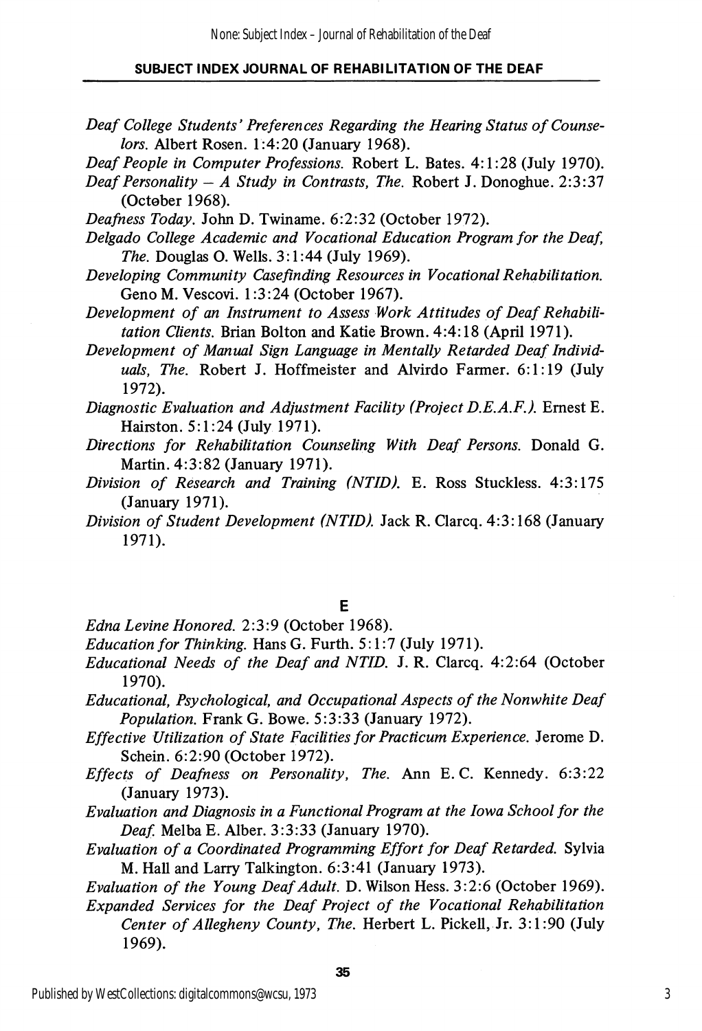*Deaf College Students' Preferences Regarding the Hearing Status of Counselors.* Albert Rosen. 1:4:20 (January 1968).

*Deaf People in Computer Professions.* Robert L. Bates. 4:1:28 (July 1970).

*Deaf Personality – A Study in Contrasts, The.* Robert J. Donoghue. 2:3:37 (October 1968).

*Deafness Today.* John D. Twiname. 6:2:32 (October 1972).

*Delgado College Academic and Vocational Education Program for the Deaf, The.* Douglas O. Wells. 3:1:44 (July 1969).

*Developing Community Casefinding Resources in Vocational Rehabilitation.* Geno M. Vescovi. 1:3:24 (October 1967).

*Development of an Instrument to Assess Work Attitudes of Deaf Rehabilitation Clients.* Brian Bolton and Katie Brown. 4:4:18 (April 1971).

*Development of Manual Sign Language in Mentally Retarded Deaf Individuals, The.* Robert J. Hoffmeister and Alvirdo Farmer. 6:1:19 (July 1972).

*Diagnostic Evaluation and Adjustment Facility (Project D.E.A.F.).* Ernest E. Hairston. 5:1:24 (July 1971).

*Directions for Rehabilitation Counseling With Deaf Persons.* Donald G. Martin. 4:3:82 (January 1971).

*Division of Research and Training (NTID).* E. Ross Stuckless. 4:3:175 (January 1971).

*Division of Student Development (NTID).* Jack R. Clarcq. 4:3:168 (January 1971).

## E

*Edna Levine Honored.* 2:3:9 (October 1968).

*Education for Thinking.* Hans G. Furth. 5:1:7 (July 1971).

*Educational Needs of the Deaf and NTID.* J. R. Clarcq. 4:2:64 (October 1970).

*Educational, Psychological, and Occupational Aspects of the Nonwhite Deaf Population.* Frank G. Bowe. 5:3:33 (January 1972).

*Effective Utilization of State Facilities for Practicum Experience.* Jerome D. Schein. 6:2:90 (October 1972).

*Effects of Deafness on Personality, The.* Ann E. C. Kennedy. 6:3:22 (January 1973).

*Evaluation and Diagnosis in a Functional Program at the Iowa School for the Deaf.* Melba E. Alber. 3:3:33 (January 1970).

*Evaluation of a Coordinated Programming Effort for Deaf Retarded.* Sylvia M. Hall and Larry Talkington. 6:3:41 (January 1973).

*Evaluation of the Young Deaf Adult.* D. Wilson Hess. 3:2:6 (October 1969).

*Expanded Services for the Deaf Project of the Vocational Rehabilitation Center of Allegheny County, The.* Herbert L. Pickell, Jr. 3:1:90 (July 1969).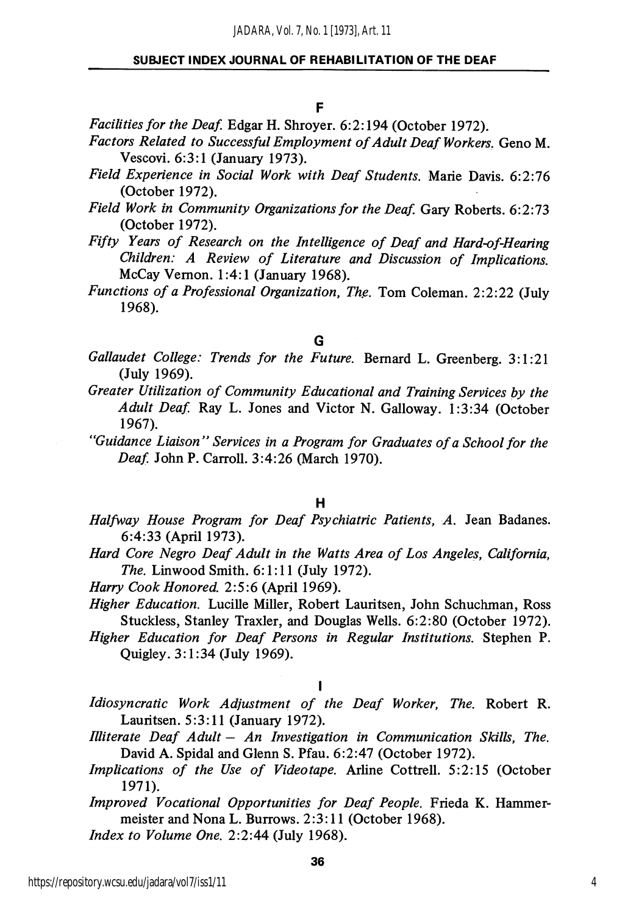## F

*Facilities for the Deaf.* Edgar H. Shroyer. 6:2:194 (October 1972).

*Factors Related to Successful Employment of Adult Deaf Workers.* Geno M. Vescovi. 6:3:1 (January 1973).

*Field Experience in Social Work with Deaf Students.* Marie Davis. 6:2:76 (October 1972).

*Field Work in Community Organizations for the Deaf.* Gary Roberts. 6:2:73 (October 1972).

*Fifty Years of Research on the Intelligence of Deaf and Hard-of-Hearing Children: A Review of Literature and Discussion of Implications.* McCay Vernon. 1:4:1 (January 1968).

*Functions of a Professional Organization, The.* Tom Coleman. 2:2:22 (July 1968).

## G

*Gallaudet College: Trends for the Future.* Bernard L. Greenberg. 3:1:21 (July 1969).

*Greater Utilization of Community Educational and Training Services by the Adult Deaf.* Ray L. Jones and Victor N. Galloway. 1:3:34 (October 1967).

*"Guidance Liaison" Services in a Program for Graduates of a School for the Deaf.* John P. Carroll. 3:4:26 (March 1970).

## H

*Halfway House Program for Deaf Psychiatric Patients, A.* Jean Badanes. 6:4:33 (April 1973).

*Hard Core Negro Deaf Adult in the Watts Area of Los Angeles, California, The.* Linwood Smith. 6:1:11 (July 1972).

*Harry Cook Honored.* 2:5:6 (April 1969).

*Higher Education.* Lucille Miller, Robert Lauritsen, John Schuchman, Ross Stuckless, Stanley Traxler, and Douglas Wells. 6:2:80 (October 1972).

*Higher Education for Deaf Persons in Regular Institutions.* Stephen P. Quigley. 3:1:34 (July 1969).

## I

*Idiosyncratic Work Adjustment of the Deaf Worker, The.* Robert R. Lauritsen. 5:3:11 (January 1972).

*Illiterate Deaf Adult – An Investigation in Communication Skills, The.* David A. Spidal and Glenn S. Pfau. 6:2:47 (October 1972).

*Implications of the Use of Videotape.* Arline Cottrell. 5:2:15 (October 1971).

*Improved Vocational Opportunities for Deaf People.* Frieda K. Hammermeister and Nona L. Burrows. 2:3:11 (October 1968).

*Index to Volume One.* 2:2:44 (July 1968).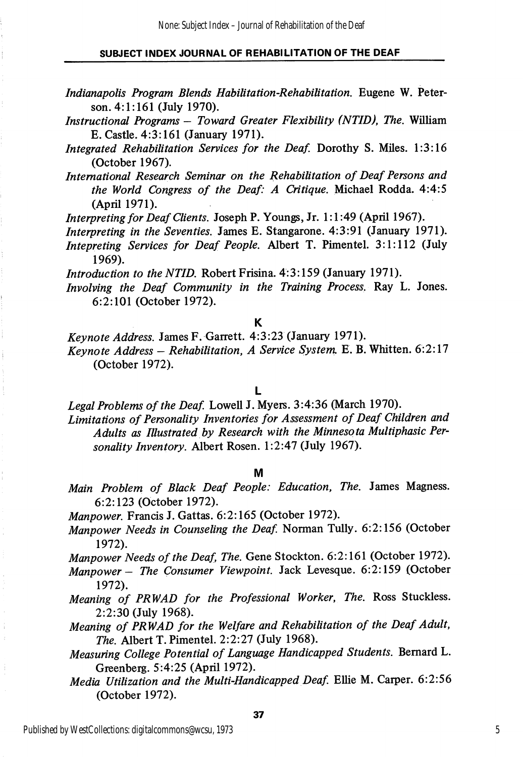*Indianapolis Program Blends Habilitation-Rehabilitation.* Eugene W. Peterson. 4:1:161 (July 1970).

*Instructional Programs – Toward Greater Flexibility (NTID), The.* William E. Castle. 4:3:161 (January 1971).

*Integrated Rehabilitation Services for the Deaf.* Dorothy S. Miles. 1:3:16 (October 1967).

*International Research Seminar on the Rehabilitation of Deaf Persons and the World Congress of the Deaf: A Critique.* Michael Rodda. 4:4:5 (April 1971).

*Interpreting for Deaf Clients.* Joseph P. Youngs, Jr. 1:1:49 (April 1967).

*Interpreting in the Seventies.* James E. Stangarone. 4:3:91 (January 1971).

*Intepreting Services for Deaf People.* Albert T. Pimentel. 3:1:112 (July 1969).

*Introduction to the NTID.* Robert Frisina. 4:3:159 (January 1971).

*Involving the Deaf Community in the Training Process.* Ray L. Jones. 6:2:101 (October 1972).

## K

*Keynote Address.* James F. Garrett. 4:3:23 (January 1971).

*Keynote Address – Rehabilitation, A Service System.* E. B. Whitten. 6:2:17 (October 1972).

## L

*Legal Problems of the Deaf.* Lowell J. Myers. 3:4:36 (March 1970).

*Limitations of Personality Inventories for Assessment of Deaf Children and Adults as Illustrated by Research with the Minnesota Multiphasic Personality Inventory.* Albert Rosen. 1:2:47 (July 1967).

## M

*Main Problem of Black Deaf People: Education, The.* James Magness. 6:2:123 (October 1972).

*Manpower.* Francis J. Gattas. 6:2:165 (October 1972).

*Manpower Needs in Counseling the Deaf.* Norman Tully. 6:2:156 (October 1972).

*Manpower Needs of the Deaf, The.* Gene Stockton. 6:2:161 (October 1972).

*Manpower – The Consumer Viewpoint.* Jack Levesque. 6:2:159 (October 1972).

*Meaning of PRWAD for the Professional Worker, The.* Ross Stuckless. 2:2:30 (July 1968).

*Meaning of PRWAD for the Welfare and Rehabilitation of the Deaf Adult, The.* Albert T. Pimentel. 2:2:27 (July 1968).

*Measuring College Potential of Language Handicapped Students.* Bernard L. Greenberg. 5:4:25 (April 1972).

*Media Utilization and the Multi-Handicapped Deaf.* Ellie M. Carper. 6:2:56 (October 1972).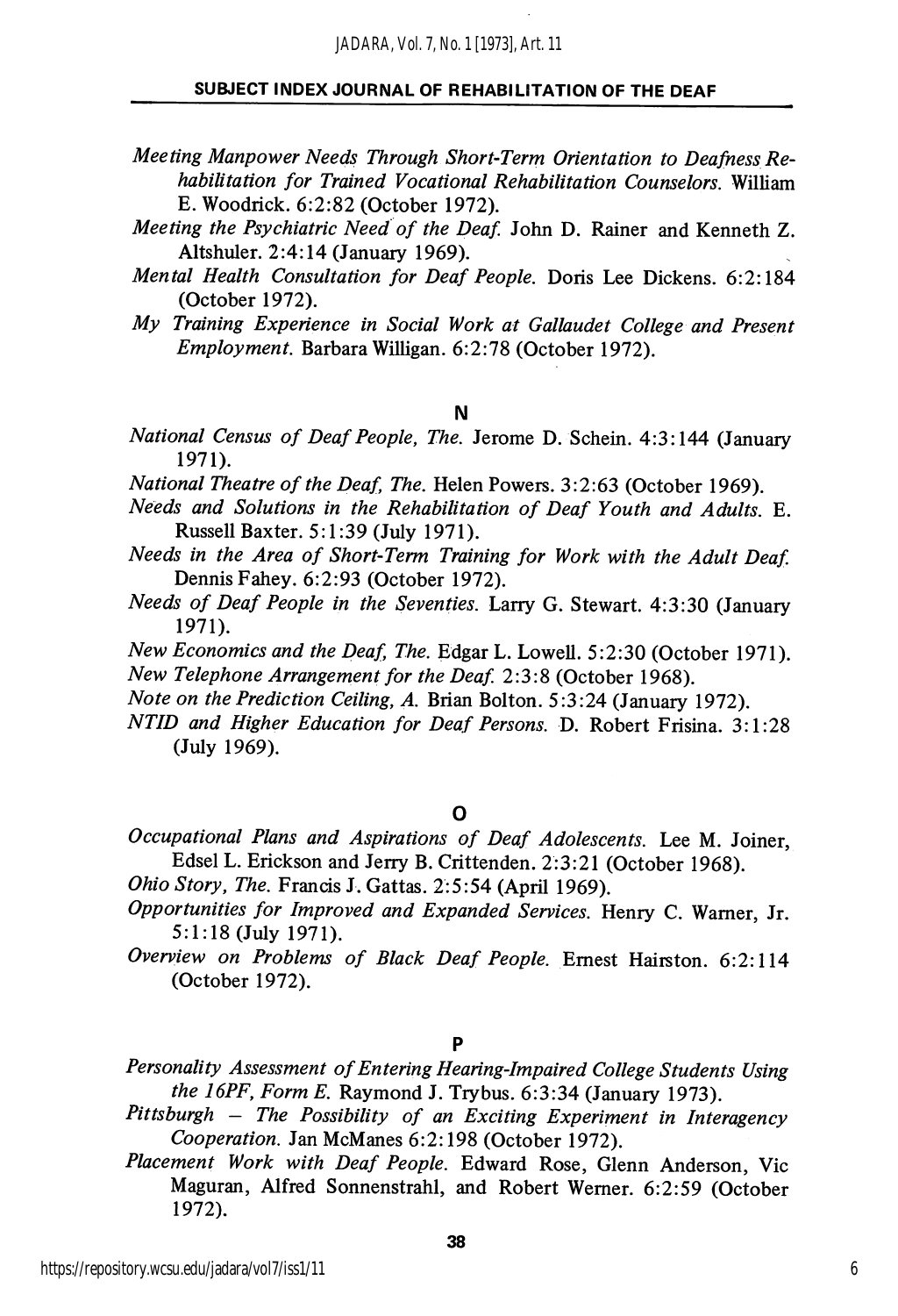*Meeting Manpower Needs Through Short-Term Orientation to Deafness Rehabilitation for Trained Vocational Rehabilitation Counselors.* William E. Woodrick. 6:2:82 (October 1972).

*Meeting the Psychiatric Need of the Deaf.* John D. Rainer and Kenneth Z. Altshuler. 2:4:14 (January 1969).

*Mental Health Consultation for Deaf People.* Doris Lee Dickens. 6:2:184 (October 1972).

*My Training Experience in Social Work at Gallaudet College and Present Employment.* Barbara Willigan. 6:2:78 (October 1972).

## N

*National Census of Deaf People, The.* Jerome D. Schein. 4:3:144 (January 1971).

*National Theatre of the Deaf, The.* Helen Powers. 3:2:63 (October 1969).

*Needs and Solutions in the Rehabilitation of Deaf Youth and Adults.* E. Russell Baxter. 5:1:39 (July 1971).

*Needs in the Area of Short-Term Training for Work with the Adult Deaf.* Dennis Fahey. 6:2:93 (October 1972).

*Needs of Deaf People in the Seventies.* Larry G. Stewart. 4:3:30 (January 1971).

*New Economics and the Deaf, The.* Edgar L. Lowell. 5:2:30 (October 1971).

*New Telephone Arrangement for the Deaf.* 2:3:8 (October 1968).

*Note on the Prediction Ceiling, A.* Brian Bolton. 5:3:24 (January 1972).

*NTID and Higher Education for Deaf Persons.* D. Robert Frisina. 3:1:28 (July 1969).

## O

*Occupational Plans and Aspirations of Deaf Adolescents.* Lee M. Joiner, Edsel L. Erickson and Jerry B. Crittenden. 2:3:21 (October 1968).

*Ohio Story, The.* Francis J. Gattas. 2:5:54 (April 1969).

*Opportunities for Improved and Expanded Services.* Henry C. Warner, Jr. 5:1:18 (July 1971).

*Overview on Problems of Black Deaf People.* Ernest Hairston. 6:2:114 (October 1972).

## P

*Personality Assessment of Entering Hearing-Impaired College Students Using the 16PF, Form E.* Raymond J. Trybus. 6:3:34 (January 1973).

*Pittsburgh – The Possibility of an Exciting Experiment in Interagency Cooperation.* Jan McManes 6:2:198 (October 1972).

*Placement Work with Deaf People.* Edward Rose, Glenn Anderson, Vic Maguran, Alfred Sonnenstrahl, and Robert Werner. 6:2:59 (October 1972).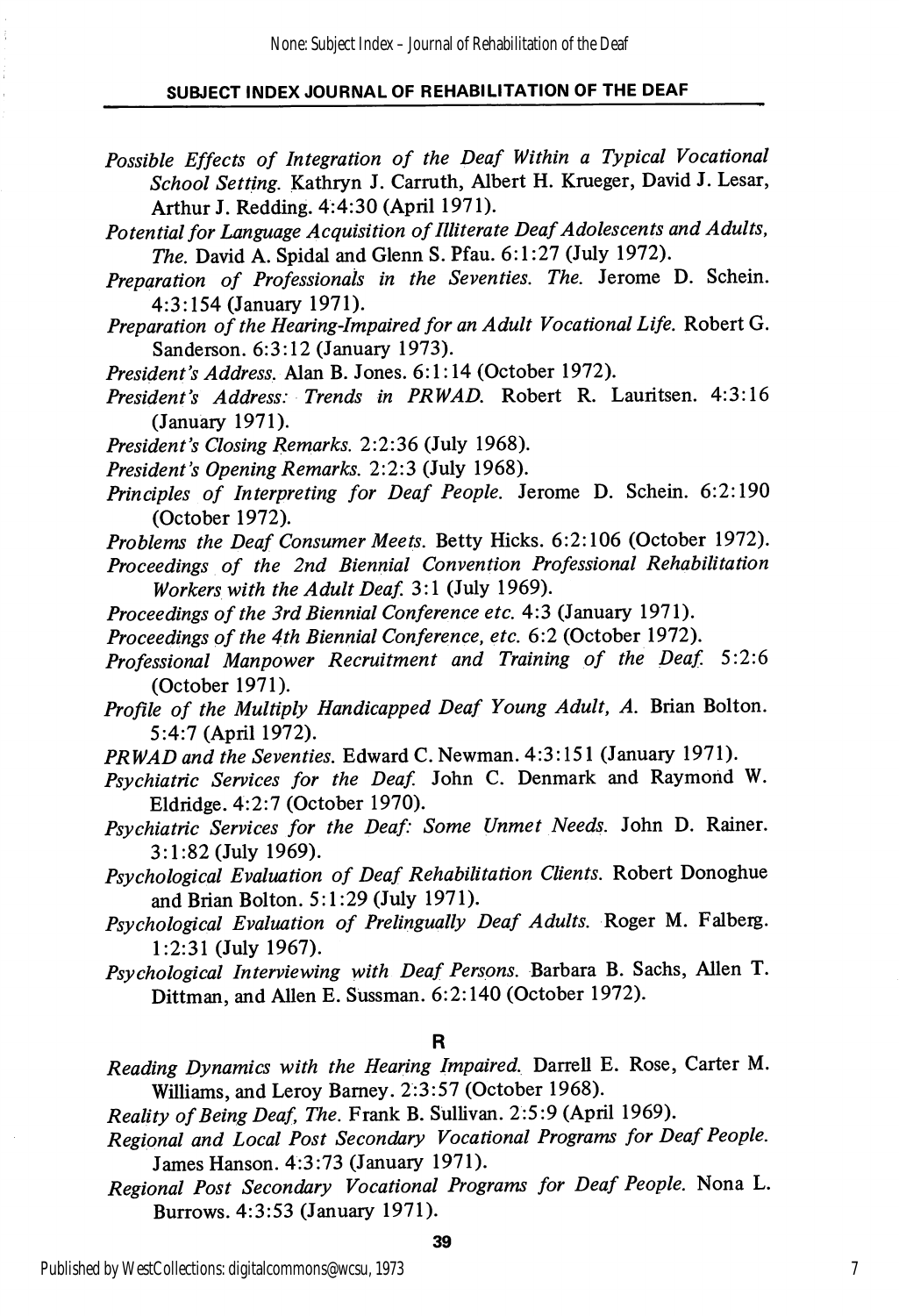*Possible Effects of Integration of the Deaf Within a Typical Vocational School Setting.* Kathryn J. Carruth, Albert H. Krueger, David J. Lesar, Arthur J. Redding. 4:4:30 (April 1971).

*Potential for Language Acquisition of Illiterate Deaf Adolescents and Adults, The.* David A. Spidal and Glenn S. Pfau. 6:1:27 (July 1972).

*Preparation of Professionals in the Seventies. The.* Jerome D. Schein. 4:3:154 (January 1971).

*Preparation of the Hearing-Impaired for an Adult Vocational Life.* Robert G. Sanderson. 6:3:12 (January 1973).

*President's Address.* Alan B. Jones. 6:1:14 (October 1972).

*President's Address: Trends in PRWAD.* Robert R. Lauritsen. 4:3:16 (January 1971).

*President's Closing Remarks.* 2:2:36 (July 1968).

*President's Opening Remarks.* 2:2:3 (July 1968).

*Principles of Interpreting for Deaf People.* Jerome D. Schein. 6:2:190 (October 1972).

*Problems the Deaf Consumer Meets.* Betty Hicks. 6:2:106 (October 1972).

*Proceedings of the 2nd Biennial Convention Professional Rehabilitation Workers with the Adult Deaf.* 3:1 (July 1969).

*Proceedings of the 3rd Biennial Conference etc.* 4:3 (January 1971).

*Proceedings of the 4th Biennial Conference, etc.* 6:2 (October 1972).

*Professional Manpower Recruitment and Training of the Deaf.* 5:2:6 (October 1971).

*Profile of the Multiply Handicapped Deaf Young Adult, A.* Brian Bolton. 5:4:7 (April 1972).

*PRWAD and the Seventies.* Edward C. Newman. 4:3:151 (January 1971).

*Psychiatric Services for the Deaf.* John C. Denmark and Raymond W. Eldridge. 4:2:7 (October 1970).

*Psychiatric Services for the Deaf: Some Unmet Needs.* John D. Rainer. 3:1:82 (July 1969).

*Psychological Evaluation of Deaf Rehabilitation Clients.* Robert Donoghue and Brian Bolton. 5:1:29 (July 1971).

*Psychological Evaluation of Prelingually Deaf Adults.* Roger M. Falberg. 1:2:31 (July 1967).

*Psychological Interviewing with Deaf Persons.* Barbara B. Sachs, Allen T. Dittman, and Allen E. Sussman. 6:2:140 (October 1972).

## R

*Reading Dynamics with the Hearing Impaired.* Darrell E. Rose, Carter M. Williams, and Leroy Barney. 2:3:57 (October 1968).

*Reality of Being Deaf, The.* Frank B. Sullivan. 2:5:9 (April 1969).

*Regional and Local Post Secondary Vocational Programs for Deaf People.* James Hanson. 4:3:73 (January 1971).

*Regional Post Secondary Vocational Programs for Deaf People.* Nona L. Burrows. 4:3:53 (January 1971).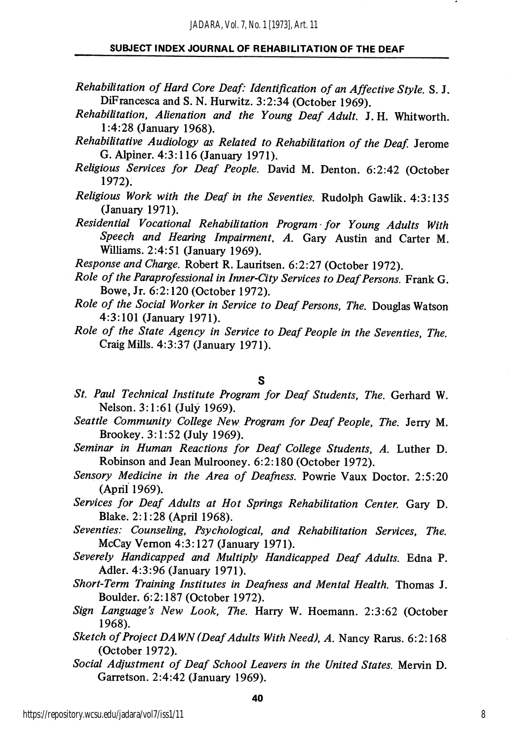*Rehabilitation of Hard Core Deaf: Identification of an Affective Style.* S. J. DiFrancesca and S. N. Hurwitz. 3:2:34 (October 1969).

*Rehabilitation, Alienation and the Young Deaf Adult.* J. H. Whitworth. 1:4:28 (January 1968).

*Rehabilitative Audiology as Related to Rehabilitation of the Deaf.* Jerome G. Alpiner. 4:3:116 (January 1971).

*Religious Services for Deaf People.* David M. Denton. 6:2:42 (October 1972).

*Religious Work with the Deaf in the Seventies.* Rudolph Gawlik. 4:3:135 (January 1971).

*Residential Vocational Rehabilitation Program for Young Adults With Speech and Hearing Impairment, A.* Gary Austin and Carter M. Williams. 2:4:51 (January 1969).

*Response and Charge.* Robert R. Lauritsen. 6:2:27 (October 1972).

*Role of the Paraprofessional in Inner-City Services to Deaf Persons.* Frank G. Bowe, Jr. 6:2:120 (October 1972).

*Role of the Social Worker in Service to Deaf Persons, The.* Douglas Watson 4:3:101 (January 1971).

*Role of the State Agency in Service to Deaf People in the Seventies, The.* Craig Mills. 4:3:37 (January 1971).

## S

*St. Paul Technical Institute Program for Deaf Students, The.* Gerhard W. Nelson. 3:1:61 (July 1969).

*Seattle Community College New Program for Deaf People, The.* Jerry M. Brookey. 3:1:52 (July 1969).

*Seminar in Human Reactions for Deaf College Students, A.* Luther D. Robinson and Jean Mulrooney. 6:2:180 (October 1972).

*Sensory Medicine in the Area of Deafness.* Powrie Vaux Doctor. 2:5:20 (April 1969).

*Services for Deaf Adults at Hot Springs Rehabilitation Center.* Gary D. Blake. 2:1:28 (April 1968).

*Seventies: Counseling, Psychological, and Rehabilitation Services, The.* McCay Vernon 4:3:127 (January 1971).

*Severely Handicapped and Multiply Handicapped Deaf Adults.* Edna P. Adler. 4:3:96 (January 1971).

*Short-Term Training Institutes in Deafness and Mental Health.* Thomas J. Boulder. 6:2:187 (October 1972).

*Sign Language's New Look, The.* Harry W. Hoemann. 2:3:62 (October 1968).

*Sketch of Project DAWN (Deaf Adults With Need), A.* Nancy Rarus. 6:2:168 (October 1972).

*Social Adjustment of Deaf School Leavers in the United States.* Mervin D. Garretson. 2:4:42 (January 1969).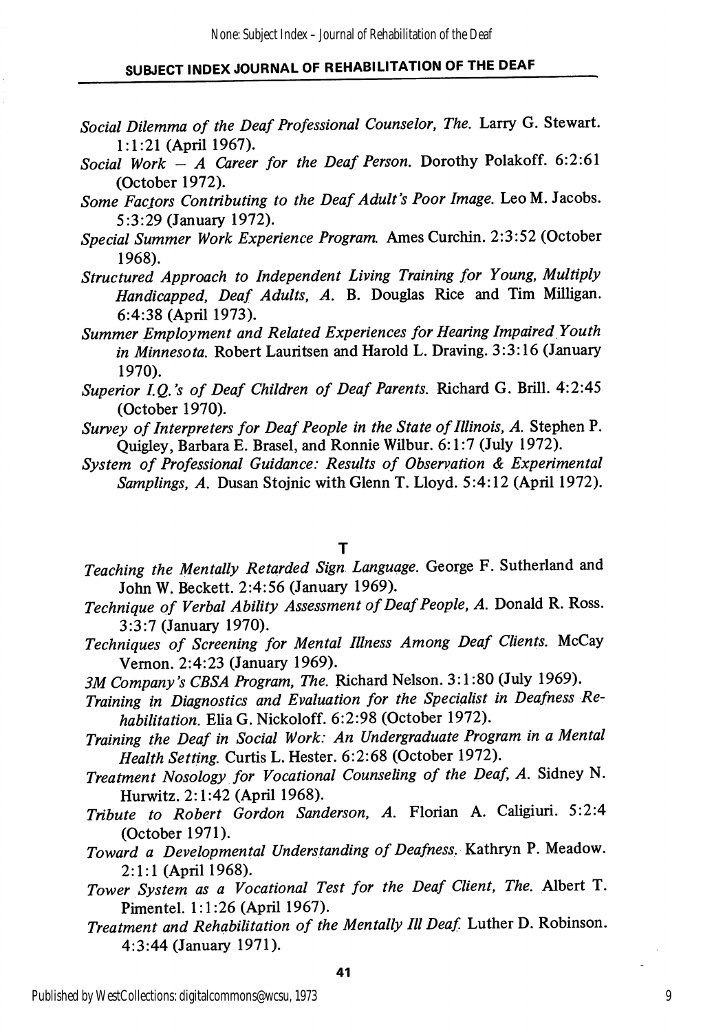*Social Dilemma of the Deaf Professional Counselor, The.* Larry G. Stewart. 1:1:21 (April 1967).

*Social Work – A Career for the Deaf Person.* Dorothy Polakoff. 6:2:61 (October 1972).

*Some Factors Contributing to the Deaf Adult's Poor Image.* Leo M. Jacobs. 5:3:29 (January 1972).

*Special Summer Work Experience Program.* Ames Curchin. 2:3:52 (October 1968).

*Structured Approach to Independent Living Training for Young, Multiply Handicapped, Deaf Adults, A.* B. Douglas Rice and Tim Milligan. 6:4:38 (April 1973).

*Summer Employment and Related Experiences for Hearing Impaired Youth in Minnesota.* Robert Lauritsen and Harold L. Draving. 3:3:16 (January 1970).

*Superior I.Q.'s of Deaf Children of Deaf Parents.* Richard G. Brill. 4:2:45 (October 1970).

*Survey of Interpreters for Deaf People in the State of Illinois, A.* Stephen P. Quigley, Barbara E. Brasel, and Ronnie Wilbur. 6:1:7 (July 1972).

*System of Professional Guidance: Results of Observation & Experimental Samplings, A.* Dusan Stojnic with Glenn T. Lloyd. 5:4:12 (April 1972).

## T

*Teaching the Mentally Retarded Sign Language.* George F. Sutherland and John W. Beckett. 2:4:56 (January 1969).

*Technique of Verbal Ability Assessment of Deaf People, A.* Donald R. Ross. 3:3:7 (January 1970).

*Techniques of Screening for Mental Illness Among Deaf Clients.* McCay Vernon. 2:4:23 (January 1969).

*3M Company's CBSA Program, The.* Richard Nelson. 3:1:80 (July 1969).

*Training in Diagnostics and Evaluation for the Specialist in Deafness Rehabilitation.* Elia G. Nickoloff. 6:2:98 (October 1972).

*Training the Deaf in Social Work: An Undergraduate Program in a Mental Health Setting.* Curtis L. Hester. 6:2:68 (October 1972).

*Treatment Nosology for Vocational Counseling of the Deaf, A.* Sidney N. Hurwitz. 2:1:42 (April 1968).

*Tribute to Robert Gordon Sanderson, A.* Florian A. Caligiuri. 5:2:4 (October 1971).

*Toward a Developmental Understanding of Deafness.* Kathryn P. Meadow. 2:1:1 (April 1968).

*Tower System as a Vocational Test for the Deaf Client, The.* Albert T. Pimentel. 1:1:26 (April 1967).

*Treatment and Rehabilitation of the Mentally Ill Deaf.* Luther D. Robinson. 4:3:44 (January 1971).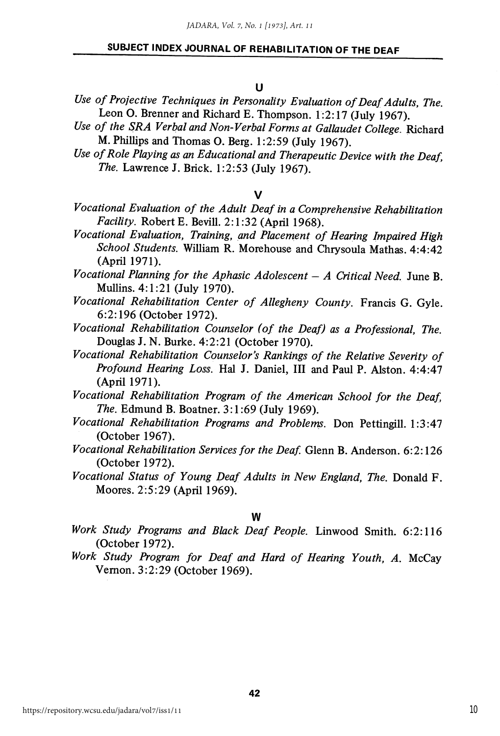## U

*Use of Projective Techniques in Personality Evaluation of Deaf Adults, The.* Leon O. Brenner and Richard E. Thompson. 1:2:17 (July 1967).

*Use of the SRA Verbal and Non-Verbal Forms at Gallaudet College.* Richard M. Phillips and Thomas O. Berg. 1:2:59 (July 1967).

*Use of Role Playing as an Educational and Therapeutic Device with the Deaf, The.* Lawrence J. Brick. 1:2:53 (July 1967).

## V

*Vocational Evaluation of the Adult Deaf in a Comprehensive Rehabilitation Facility.* Robert E. Bevill. 2:1:32 (April 1968).

*Vocational Evaluation, Training, and Placement of Hearing Impaired High School Students.* William R. Morehouse and Chrysoula Mathas. 4:4:42 (April 1971).

*Vocational Planning for the Aphasic Adolescent – A Critical Need.* June B. Mullins. 4:1:21 (July 1970).

*Vocational Rehabilitation Center of Allegheny County.* Francis G. Gyle. 6:2:196 (October 1972).

*Vocational Rehabilitation Counselor (of the Deaf) as a Professional, The.* Douglas J. N. Burke. 4:2:21 (October 1970).

*Vocational Rehabilitation Counselor's Rankings of the Relative Severity of Profound Hearing Loss.* Hal J. Daniel, III and Paul P. Alston. 4:4:47 (April 1971).

*Vocational Rehabilitation Program of the American School for the Deaf, The.* Edmund B. Boatner. 3:1:69 (July 1969).

*Vocational Rehabilitation Programs and Problems.* Don Pettingill. 1:3:47 (October 1967).

*Vocational Rehabilitation Services for the Deaf.* Glenn B. Anderson. 6:2:126 (October 1972).

*Vocational Status of Young Deaf Adults in New England, The.* Donald F. Moores. 2:5:29 (April 1969).

## W

*Work Study Programs and Black Deaf People.* Linwood Smith. 6:2:116 (October 1972).

*Work Study Program for Deaf and Hard of Hearing Youth, A.* McCay Vernon. 3:2:29 (October 1969).